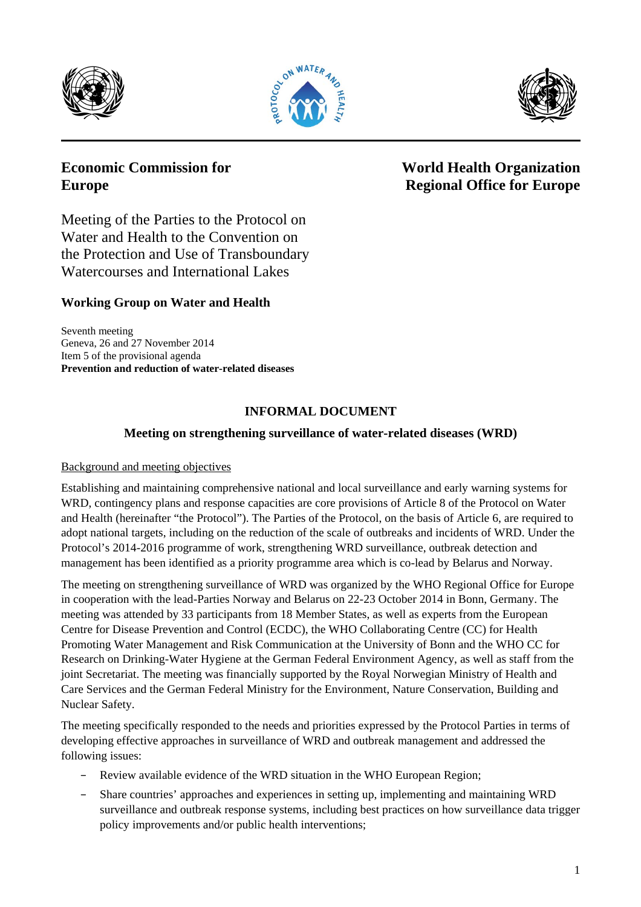**Economic Commission for Europe**

**World Health Organization Regional Office for Europe**

Meeting of the Parties to the Protocol on Water and Health to the Convention on the Protection and Use of Transboundary Watercourses and International Lakes

**Working Group on Water and Health**

Seventh meeting
Geneva, 26 and 27 November 2014
Item 5 of the provisional agenda
**Prevention and reduction of water-related diseases**

## INFORMAL DOCUMENT

### Meeting on strengthening surveillance of water-related diseases (WRD)

Background and meeting objectives

Establishing and maintaining comprehensive national and local surveillance and early warning systems for WRD, contingency plans and response capacities are core provisions of Article 8 of the Protocol on Water and Health (hereinafter "the Protocol"). The Parties of the Protocol, on the basis of Article 6, are required to adopt national targets, including on the reduction of the scale of outbreaks and incidents of WRD. Under the Protocol's 2014-2016 programme of work, strengthening WRD surveillance, outbreak detection and management has been identified as a priority programme area which is co-lead by Belarus and Norway.

The meeting on strengthening surveillance of WRD was organized by the WHO Regional Office for Europe in cooperation with the lead-Parties Norway and Belarus on 22-23 October 2014 in Bonn, Germany. The meeting was attended by 33 participants from 18 Member States, as well as experts from the European Centre for Disease Prevention and Control (ECDC), the WHO Collaborating Centre (CC) for Health Promoting Water Management and Risk Communication at the University of Bonn and the WHO CC for Research on Drinking-Water Hygiene at the German Federal Environment Agency, as well as staff from the joint Secretariat. The meeting was financially supported by the Royal Norwegian Ministry of Health and Care Services and the German Federal Ministry for the Environment, Nature Conservation, Building and Nuclear Safety.

The meeting specifically responded to the needs and priorities expressed by the Protocol Parties in terms of developing effective approaches in surveillance of WRD and outbreak management and addressed the following issues:

- Review available evidence of the WRD situation in the WHO European Region;
- Share countries' approaches and experiences in setting up, implementing and maintaining WRD surveillance and outbreak response systems, including best practices on how surveillance data trigger policy improvements and/or public health interventions;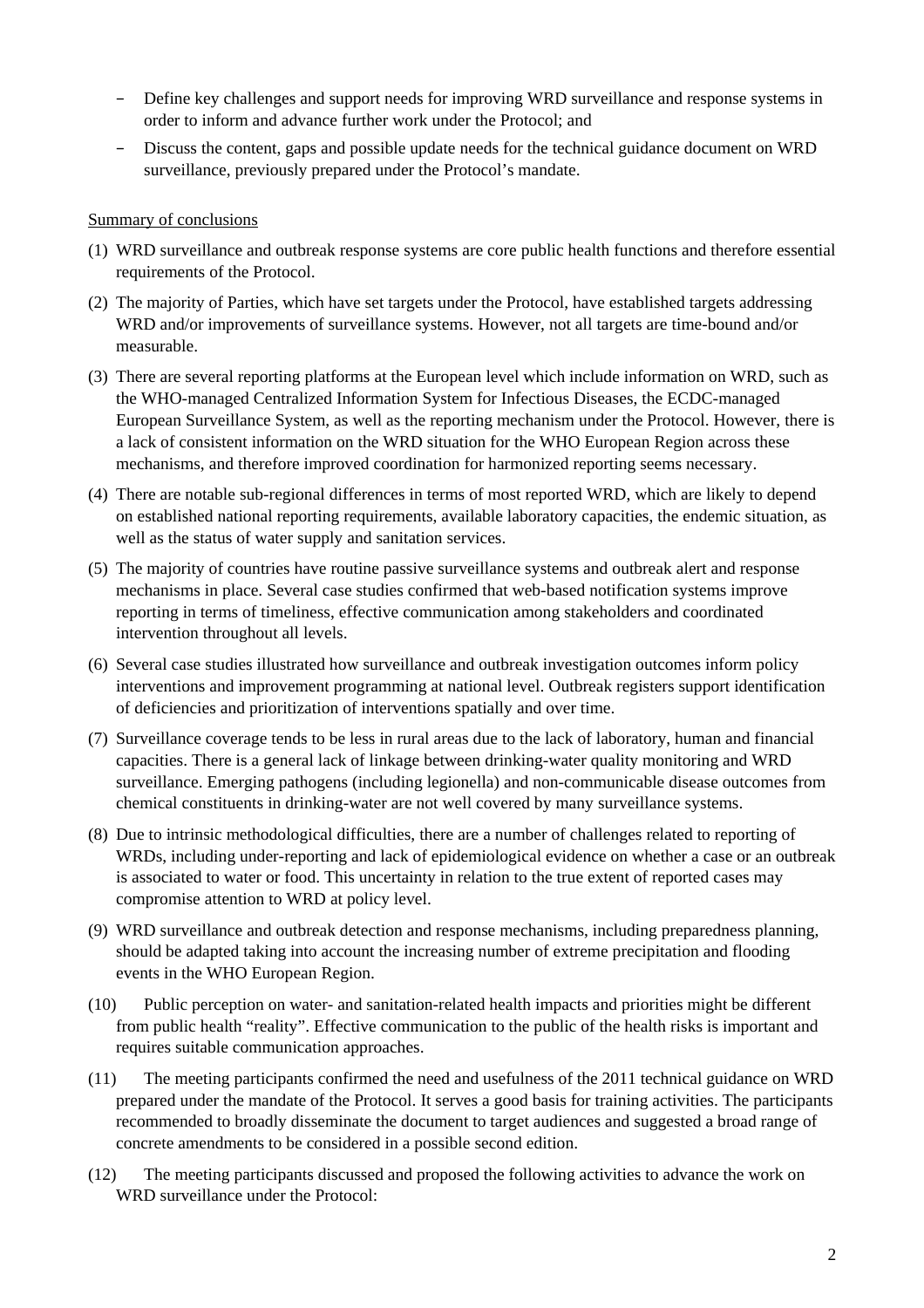- Define key challenges and support needs for improving WRD surveillance and response systems in order to inform and advance further work under the Protocol; and
- Discuss the content, gaps and possible update needs for the technical guidance document on WRD surveillance, previously prepared under the Protocol's mandate.

Summary of conclusions

(1) WRD surveillance and outbreak response systems are core public health functions and therefore essential requirements of the Protocol.

(2) The majority of Parties, which have set targets under the Protocol, have established targets addressing WRD and/or improvements of surveillance systems. However, not all targets are time-bound and/or measurable.

(3) There are several reporting platforms at the European level which include information on WRD, such as the WHO-managed Centralized Information System for Infectious Diseases, the ECDC-managed European Surveillance System, as well as the reporting mechanism under the Protocol. However, there is a lack of consistent information on the WRD situation for the WHO European Region across these mechanisms, and therefore improved coordination for harmonized reporting seems necessary.

(4) There are notable sub-regional differences in terms of most reported WRD, which are likely to depend on established national reporting requirements, available laboratory capacities, the endemic situation, as well as the status of water supply and sanitation services.

(5) The majority of countries have routine passive surveillance systems and outbreak alert and response mechanisms in place. Several case studies confirmed that web-based notification systems improve reporting in terms of timeliness, effective communication among stakeholders and coordinated intervention throughout all levels.

(6) Several case studies illustrated how surveillance and outbreak investigation outcomes inform policy interventions and improvement programming at national level. Outbreak registers support identification of deficiencies and prioritization of interventions spatially and over time.

(7) Surveillance coverage tends to be less in rural areas due to the lack of laboratory, human and financial capacities. There is a general lack of linkage between drinking-water quality monitoring and WRD surveillance. Emerging pathogens (including legionella) and non-communicable disease outcomes from chemical constituents in drinking-water are not well covered by many surveillance systems.

(8) Due to intrinsic methodological difficulties, there are a number of challenges related to reporting of WRDs, including under-reporting and lack of epidemiological evidence on whether a case or an outbreak is associated to water or food. This uncertainty in relation to the true extent of reported cases may compromise attention to WRD at policy level.

(9) WRD surveillance and outbreak detection and response mechanisms, including preparedness planning, should be adapted taking into account the increasing number of extreme precipitation and flooding events in the WHO European Region.

(10) Public perception on water- and sanitation-related health impacts and priorities might be different from public health "reality". Effective communication to the public of the health risks is important and requires suitable communication approaches.

(11) The meeting participants confirmed the need and usefulness of the 2011 technical guidance on WRD prepared under the mandate of the Protocol. It serves a good basis for training activities. The participants recommended to broadly disseminate the document to target audiences and suggested a broad range of concrete amendments to be considered in a possible second edition.

(12) The meeting participants discussed and proposed the following activities to advance the work on WRD surveillance under the Protocol: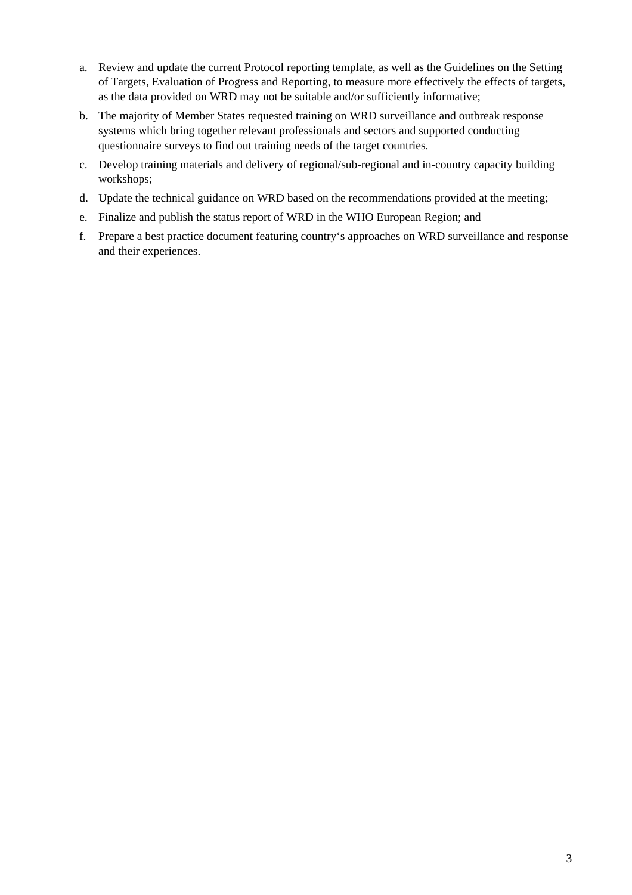a. Review and update the current Protocol reporting template, as well as the Guidelines on the Setting of Targets, Evaluation of Progress and Reporting, to measure more effectively the effects of targets, as the data provided on WRD may not be suitable and/or sufficiently informative;

b. The majority of Member States requested training on WRD surveillance and outbreak response systems which bring together relevant professionals and sectors and supported conducting questionnaire surveys to find out training needs of the target countries.

c. Develop training materials and delivery of regional/sub-regional and in-country capacity building workshops;

d. Update the technical guidance on WRD based on the recommendations provided at the meeting;

e. Finalize and publish the status report of WRD in the WHO European Region; and

f. Prepare a best practice document featuring country‘s approaches on WRD surveillance and response and their experiences.